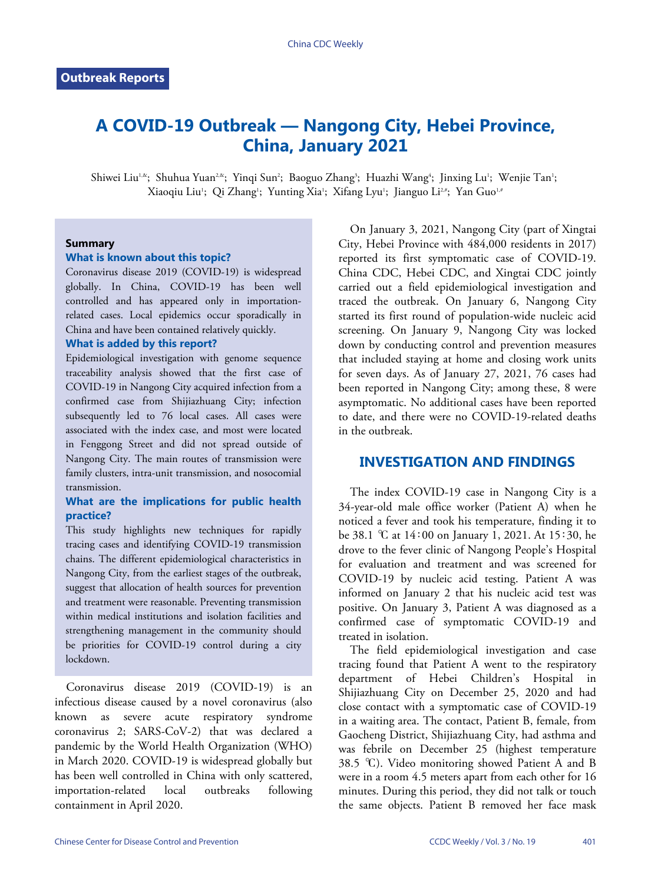**Outbreak Reports**

# A COVID-19 Outbreak — Nangong City, Hebei Province, China, January 2021

Shiwei Liu[1,&]; Shuhua Yuan[2,&]; Yinqi Sun[2]; Baoguo Zhang[3]; Huazhi Wang[4]; Jinxing Lu[1]; Wenjie Tan[1]; Xiaoqiu Liu[1]; Qi Zhang[1]; Yunting Xia[1]; Xifang Lyu[1]; Jianguo Li[2,#]; Yan Guo[1,#]

### Summary

**What is known about this topic?**

Coronavirus disease 2019 (COVID-19) is widespread globally. In China, COVID-19 has been well controlled and has appeared only in importation-related cases. Local epidemics occur sporadically in China and have been contained relatively quickly.

**What is added by this report?**

Epidemiological investigation with genome sequence traceability analysis showed that the first case of COVID-19 in Nangong City acquired infection from a confirmed case from Shijiazhuang City; infection subsequently led to 76 local cases. All cases were associated with the index case, and most were located in Fenggong Street and did not spread outside of Nangong City. The main routes of transmission were family clusters, intra-unit transmission, and nosocomial transmission.

**What are the implications for public health practice?**

This study highlights new techniques for rapidly tracing cases and identifying COVID-19 transmission chains. The different epidemiological characteristics in Nangong City, from the earliest stages of the outbreak, suggest that allocation of health sources for prevention and treatment were reasonable. Preventing transmission within medical institutions and isolation facilities and strengthening management in the community should be priorities for COVID-19 control during a city lockdown.

Coronavirus disease 2019 (COVID-19) is an infectious disease caused by a novel coronavirus (also known as severe acute respiratory syndrome coronavirus 2; SARS-CoV-2) that was declared a pandemic by the World Health Organization (WHO) in March 2020. COVID-19 is widespread globally but has been well controlled in China with only scattered, importation-related local outbreaks following containment in April 2020.

On January 3, 2021, Nangong City (part of Xingtai City, Hebei Province with 484,000 residents in 2017) reported its first symptomatic case of COVID-19. China CDC, Hebei CDC, and Xingtai CDC jointly carried out a field epidemiological investigation and traced the outbreak. On January 6, Nangong City started its first round of population-wide nucleic acid screening. On January 9, Nangong City was locked down by conducting control and prevention measures that included staying at home and closing work units for seven days. As of January 27, 2021, 76 cases had been reported in Nangong City; among these, 8 were asymptomatic. No additional cases have been reported to date, and there were no COVID-19-related deaths in the outbreak.

## INVESTIGATION AND FINDINGS

The index COVID-19 case in Nangong City is a 34-year-old male office worker (Patient A) when he noticed a fever and took his temperature, finding it to be 38.1 ℃ at 14：00 on January 1, 2021. At 15：30, he drove to the fever clinic of Nangong People's Hospital for evaluation and treatment and was screened for COVID-19 by nucleic acid testing. Patient A was informed on January 2 that his nucleic acid test was positive. On January 3, Patient A was diagnosed as a confirmed case of symptomatic COVID-19 and treated in isolation.

The field epidemiological investigation and case tracing found that Patient A went to the respiratory department of Hebei Children's Hospital in Shijiazhuang City on December 25, 2020 and had close contact with a symptomatic case of COVID-19 in a waiting area. The contact, Patient B, female, from Gaocheng District, Shijiazhuang City, had asthma and was febrile on December 25 (highest temperature 38.5 ℃). Video monitoring showed Patient A and B were in a room 4.5 meters apart from each other for 16 minutes. During this period, they did not talk or touch the same objects. Patient B removed her face mask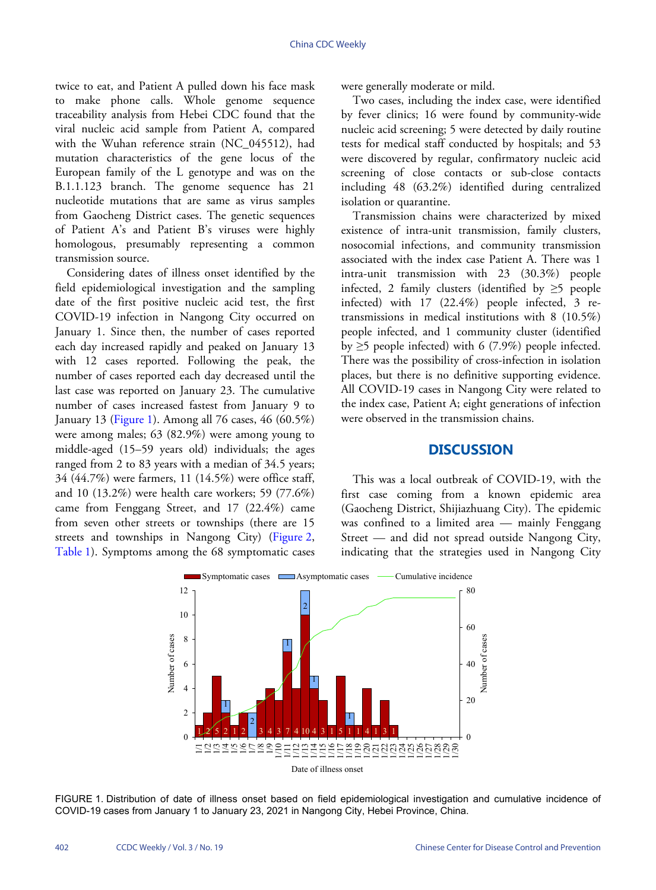twice to eat, and Patient A pulled down his face mask to make phone calls. Whole genome sequence traceability analysis from Hebei CDC found that the viral nucleic acid sample from Patient A, compared with the Wuhan reference strain (NC_045512), had mutation characteristics of the gene locus of the European family of the L genotype and was on the B.1.1.123 branch. The genome sequence has 21 nucleotide mutations that are same as virus samples from Gaocheng District cases. The genetic sequences of Patient A's and Patient B's viruses were highly homologous, presumably representing a common transmission source.

Considering dates of illness onset identified by the field epidemiological investigation and the sampling date of the first positive nucleic acid test, the first COVID-19 infection in Nangong City occurred on January 1. Since then, the number of cases reported each day increased rapidly and peaked on January 13 with 12 cases reported. Following the peak, the number of cases reported each day decreased until the last case was reported on January 23. The cumulative number of cases increased fastest from January 9 to January 13 (Figure 1). Among all 76 cases, 46 (60.5%) were among males; 63 (82.9%) were among young to middle-aged (15–59 years old) individuals; the ages ranged from 2 to 83 years with a median of 34.5 years; 34 (44.7%) were farmers, 11 (14.5%) were office staff, and 10 (13.2%) were health care workers; 59 (77.6%) came from Fenggang Street, and 17 (22.4%) came from seven other streets or townships (there are 15 streets and townships in Nangong City) (Figure 2, Table 1). Symptoms among the 68 symptomatic cases were generally moderate or mild.

Two cases, including the index case, were identified by fever clinics; 16 were found by community-wide nucleic acid screening; 5 were detected by daily routine tests for medical staff conducted by hospitals; and 53 were discovered by regular, confirmatory nucleic acid screening of close contacts or sub-close contacts including 48 (63.2%) identified during centralized isolation or quarantine.

Transmission chains were characterized by mixed existence of intra-unit transmission, family clusters, nosocomial infections, and community transmission associated with the index case Patient A. There was 1 intra-unit transmission with 23 (30.3%) people infected, 2 family clusters (identified by ≥5 people infected) with 17 (22.4%) people infected, 3 re-transmissions in medical institutions with 8 (10.5%) people infected, and 1 community cluster (identified by ≥5 people infected) with 6 (7.9%) people infected. There was the possibility of cross-infection in isolation places, but there is no definitive supporting evidence. All COVID-19 cases in Nangong City were related to the index case, Patient A; eight generations of infection were observed in the transmission chains.

## DISCUSSION

This was a local outbreak of COVID-19, with the first case coming from a known epidemic area (Gaocheng District, Shijiazhuang City). The epidemic was confined to a limited area — mainly Fenggang Street — and did not spread outside Nangong City, indicating that the strategies used in Nangong City

FIGURE 1. Distribution of date of illness onset based on field epidemiological investigation and cumulative incidence of COVID-19 cases from January 1 to January 23, 2021 in Nangong City, Hebei Province, China.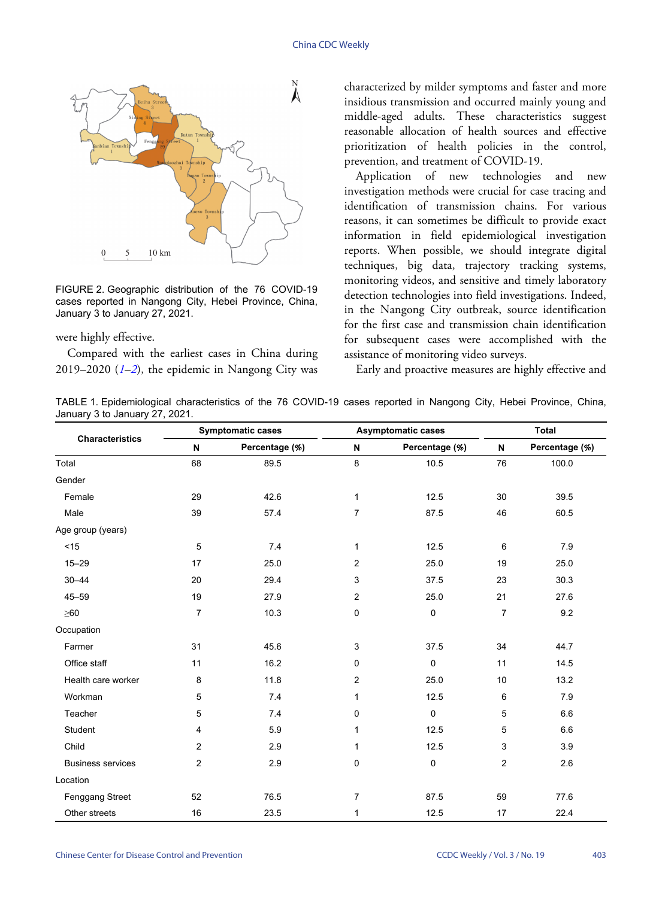FIGURE 2. Geographic distribution of the 76 COVID-19 cases reported in Nangong City, Hebei Province, China, January 3 to January 27, 2021.

were highly effective.

Compared with the earliest cases in China during 2019–2020 (*1*–*2*), the epidemic in Nangong City was characterized by milder symptoms and faster and more insidious transmission and occurred mainly young and middle-aged adults. These characteristics suggest reasonable allocation of health sources and effective prioritization of health policies in the control, prevention, and treatment of COVID-19.

Application of new technologies and new investigation methods were crucial for case tracing and identification of transmission chains. For various reasons, it can sometimes be difficult to provide exact information in field epidemiological investigation reports. When possible, we should integrate digital techniques, big data, trajectory tracking systems, monitoring videos, and sensitive and timely laboratory detection technologies into field investigations. Indeed, in the Nangong City outbreak, source identification for the first case and transmission chain identification for subsequent cases were accomplished with the assistance of monitoring video surveys.

Early and proactive measures are highly effective and

TABLE 1. Epidemiological characteristics of the 76 COVID-19 cases reported in Nangong City, Hebei Province, China, January 3 to January 27, 2021.

| Characteristics | Symptomatic cases | | Asymptomatic cases | | Total | |
|---|---|---|---|---|---|---|
| | N | Percentage (%) | N | Percentage (%) | N | Percentage (%) |
| Total | 68 | 89.5 | 8 | 10.5 | 76 | 100.0 |
| Gender | | | | | | |
| Female | 29 | 42.6 | 1 | 12.5 | 30 | 39.5 |
| Male | 39 | 57.4 | 7 | 87.5 | 46 | 60.5 |
| Age group (years) | | | | | | |
| <15 | 5 | 7.4 | 1 | 12.5 | 6 | 7.9 |
| 15–29 | 17 | 25.0 | 2 | 25.0 | 19 | 25.0 |
| 30–44 | 20 | 29.4 | 3 | 37.5 | 23 | 30.3 |
| 45–59 | 19 | 27.9 | 2 | 25.0 | 21 | 27.6 |
| ≥60 | 7 | 10.3 | 0 | 0 | 7 | 9.2 |
| Occupation | | | | | | |
| Farmer | 31 | 45.6 | 3 | 37.5 | 34 | 44.7 |
| Office staff | 11 | 16.2 | 0 | 0 | 11 | 14.5 |
| Health care worker | 8 | 11.8 | 2 | 25.0 | 10 | 13.2 |
| Workman | 5 | 7.4 | 1 | 12.5 | 6 | 7.9 |
| Teacher | 5 | 7.4 | 0 | 0 | 5 | 6.6 |
| Student | 4 | 5.9 | 1 | 12.5 | 5 | 6.6 |
| Child | 2 | 2.9 | 1 | 12.5 | 3 | 3.9 |
| Business services | 2 | 2.9 | 0 | 0 | 2 | 2.6 |
| Location | | | | | | |
| Fenggang Street | 52 | 76.5 | 7 | 87.5 | 59 | 77.6 |
| Other streets | 16 | 23.5 | 1 | 12.5 | 17 | 22.4 |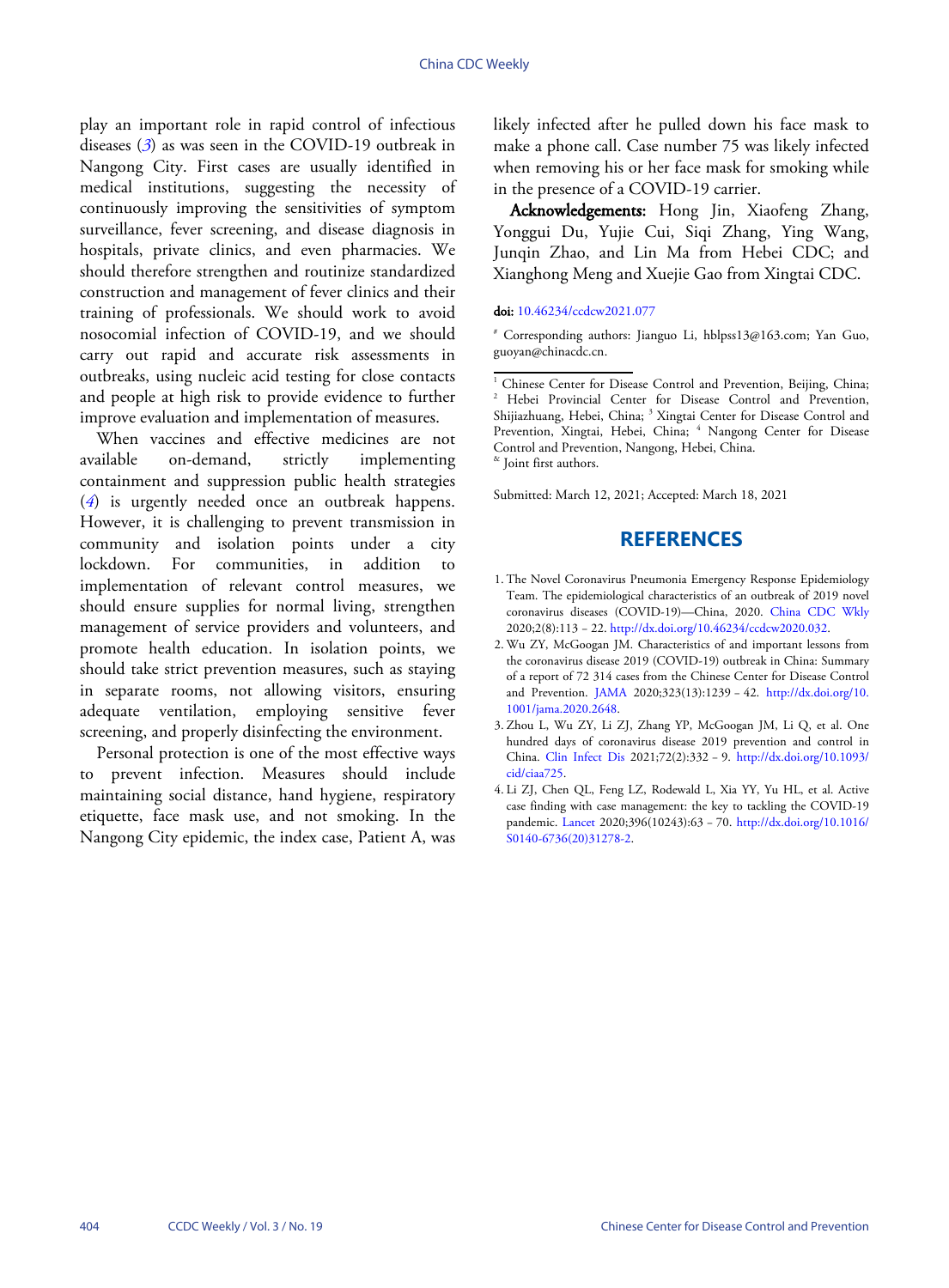play an important role in rapid control of infectious diseases (*3*) as was seen in the COVID-19 outbreak in Nangong City. First cases are usually identified in medical institutions, suggesting the necessity of continuously improving the sensitivities of symptom surveillance, fever screening, and disease diagnosis in hospitals, private clinics, and even pharmacies. We should therefore strengthen and routinize standardized construction and management of fever clinics and their training of professionals. We should work to avoid nosocomial infection of COVID-19, and we should carry out rapid and accurate risk assessments in outbreaks, using nucleic acid testing for close contacts and people at high risk to provide evidence to further improve evaluation and implementation of measures.

When vaccines and effective medicines are not available on-demand, strictly implementing containment and suppression public health strategies (*4*) is urgently needed once an outbreak happens. However, it is challenging to prevent transmission in community and isolation points under a city lockdown. For communities, in addition to implementation of relevant control measures, we should ensure supplies for normal living, strengthen management of service providers and volunteers, and promote health education. In isolation points, we should take strict prevention measures, such as staying in separate rooms, not allowing visitors, ensuring adequate ventilation, employing sensitive fever screening, and properly disinfecting the environment.

Personal protection is one of the most effective ways to prevent infection. Measures should include maintaining social distance, hand hygiene, respiratory etiquette, face mask use, and not smoking. In the Nangong City epidemic, the index case, Patient A, was likely infected after he pulled down his face mask to make a phone call. Case number 75 was likely infected when removing his or her face mask for smoking while in the presence of a COVID-19 carrier.

**Acknowledgements:** Hong Jin, Xiaofeng Zhang, Yonggui Du, Yujie Cui, Siqi Zhang, Ying Wang, Junqin Zhao, and Lin Ma from Hebei CDC; and Xianghong Meng and Xuejie Gao from Xingtai CDC.

**doi:** 10.46234/ccdcw2021.077

[#] Corresponding authors: Jianguo Li, hblpss13@163.com; Yan Guo, guoyan@chinacdc.cn.

[1] Chinese Center for Disease Control and Prevention, Beijing, China; [2] Hebei Provincial Center for Disease Control and Prevention, Shijiazhuang, Hebei, China; [3] Xingtai Center for Disease Control and Prevention, Xingtai, Hebei, China; [4] Nangong Center for Disease Control and Prevention, Nangong, Hebei, China.

[&] Joint first authors.

Submitted: March 12, 2021; Accepted: March 18, 2021

## REFERENCES

1. The Novel Coronavirus Pneumonia Emergency Response Epidemiology Team. The epidemiological characteristics of an outbreak of 2019 novel coronavirus diseases (COVID-19)—China, 2020. China CDC Wkly 2020;2(8):113 – 22. http://dx.doi.org/10.46234/ccdcw2020.032.
2. Wu ZY, McGoogan JM. Characteristics of and important lessons from the coronavirus disease 2019 (COVID-19) outbreak in China: Summary of a report of 72 314 cases from the Chinese Center for Disease Control and Prevention. JAMA 2020;323(13):1239 – 42. http://dx.doi.org/10.1001/jama.2020.2648.
3. Zhou L, Wu ZY, Li ZJ, Zhang YP, McGoogan JM, Li Q, et al. One hundred days of coronavirus disease 2019 prevention and control in China. Clin Infect Dis 2021;72(2):332 – 9. http://dx.doi.org/10.1093/cid/ciaa725.
4. Li ZJ, Chen QL, Feng LZ, Rodewald L, Xia YY, Yu HL, et al. Active case finding with case management: the key to tackling the COVID-19 pandemic. Lancet 2020;396(10243):63 – 70. http://dx.doi.org/10.1016/S0140-6736(20)31278-2.